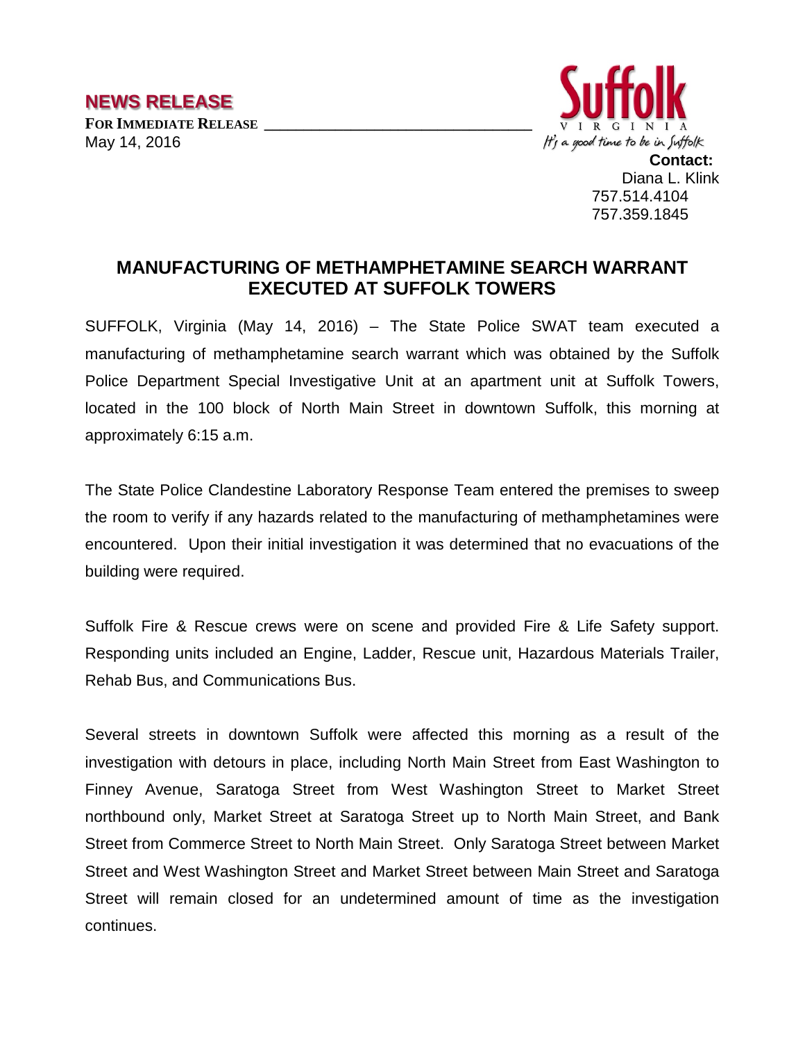**NEWS RELEASE**

**FOR IMMEDIATE RELEASE**
May 14, 2016

Suffolk
VIRGINIA
*It's a good time to be in Suffolk*

**Contact:**
Diana L. Klink
757.514.4104
757.359.1845

## MANUFACTURING OF METHAMPHETAMINE SEARCH WARRANT EXECUTED AT SUFFOLK TOWERS

SUFFOLK, Virginia (May 14, 2016) – The State Police SWAT team executed a manufacturing of methamphetamine search warrant which was obtained by the Suffolk Police Department Special Investigative Unit at an apartment unit at Suffolk Towers, located in the 100 block of North Main Street in downtown Suffolk, this morning at approximately 6:15 a.m.

The State Police Clandestine Laboratory Response Team entered the premises to sweep the room to verify if any hazards related to the manufacturing of methamphetamines were encountered. Upon their initial investigation it was determined that no evacuations of the building were required.

Suffolk Fire & Rescue crews were on scene and provided Fire & Life Safety support. Responding units included an Engine, Ladder, Rescue unit, Hazardous Materials Trailer, Rehab Bus, and Communications Bus.

Several streets in downtown Suffolk were affected this morning as a result of the investigation with detours in place, including North Main Street from East Washington to Finney Avenue, Saratoga Street from West Washington Street to Market Street northbound only, Market Street at Saratoga Street up to North Main Street, and Bank Street from Commerce Street to North Main Street. Only Saratoga Street between Market Street and West Washington Street and Market Street between Main Street and Saratoga Street will remain closed for an undetermined amount of time as the investigation continues.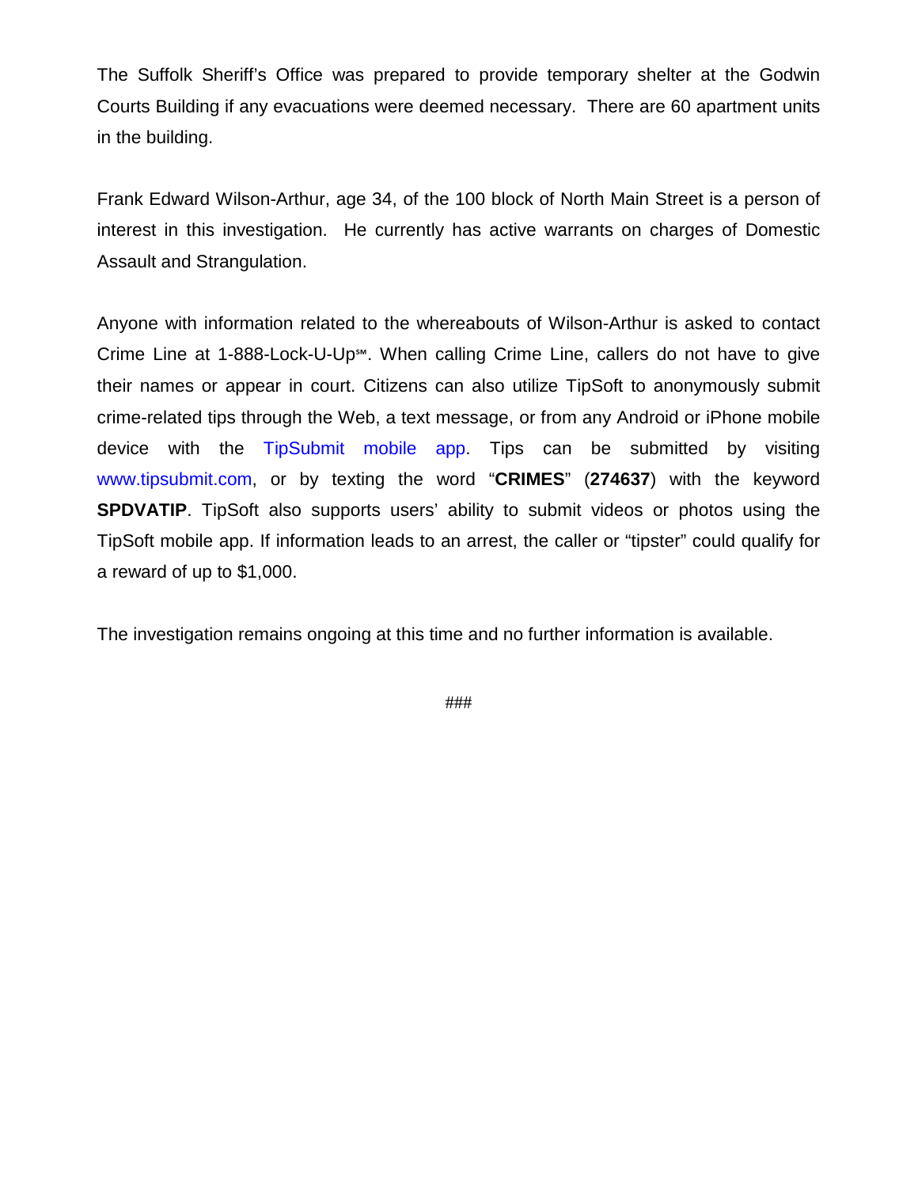The Suffolk Sheriff's Office was prepared to provide temporary shelter at the Godwin Courts Building if any evacuations were deemed necessary. There are 60 apartment units in the building.

Frank Edward Wilson-Arthur, age 34, of the 100 block of North Main Street is a person of interest in this investigation. He currently has active warrants on charges of Domestic Assault and Strangulation.

Anyone with information related to the whereabouts of Wilson-Arthur is asked to contact Crime Line at 1-888-Lock-U-Up℠. When calling Crime Line, callers do not have to give their names or appear in court. Citizens can also utilize TipSoft to anonymously submit crime-related tips through the Web, a text message, or from any Android or iPhone mobile device with the TipSubmit mobile app. Tips can be submitted by visiting www.tipsubmit.com, or by texting the word "**CRIMES**" (**274637**) with the keyword **SPDVATIP**. TipSoft also supports users' ability to submit videos or photos using the TipSoft mobile app. If information leads to an arrest, the caller or "tipster" could qualify for a reward of up to $1,000.

The investigation remains ongoing at this time and no further information is available.

###